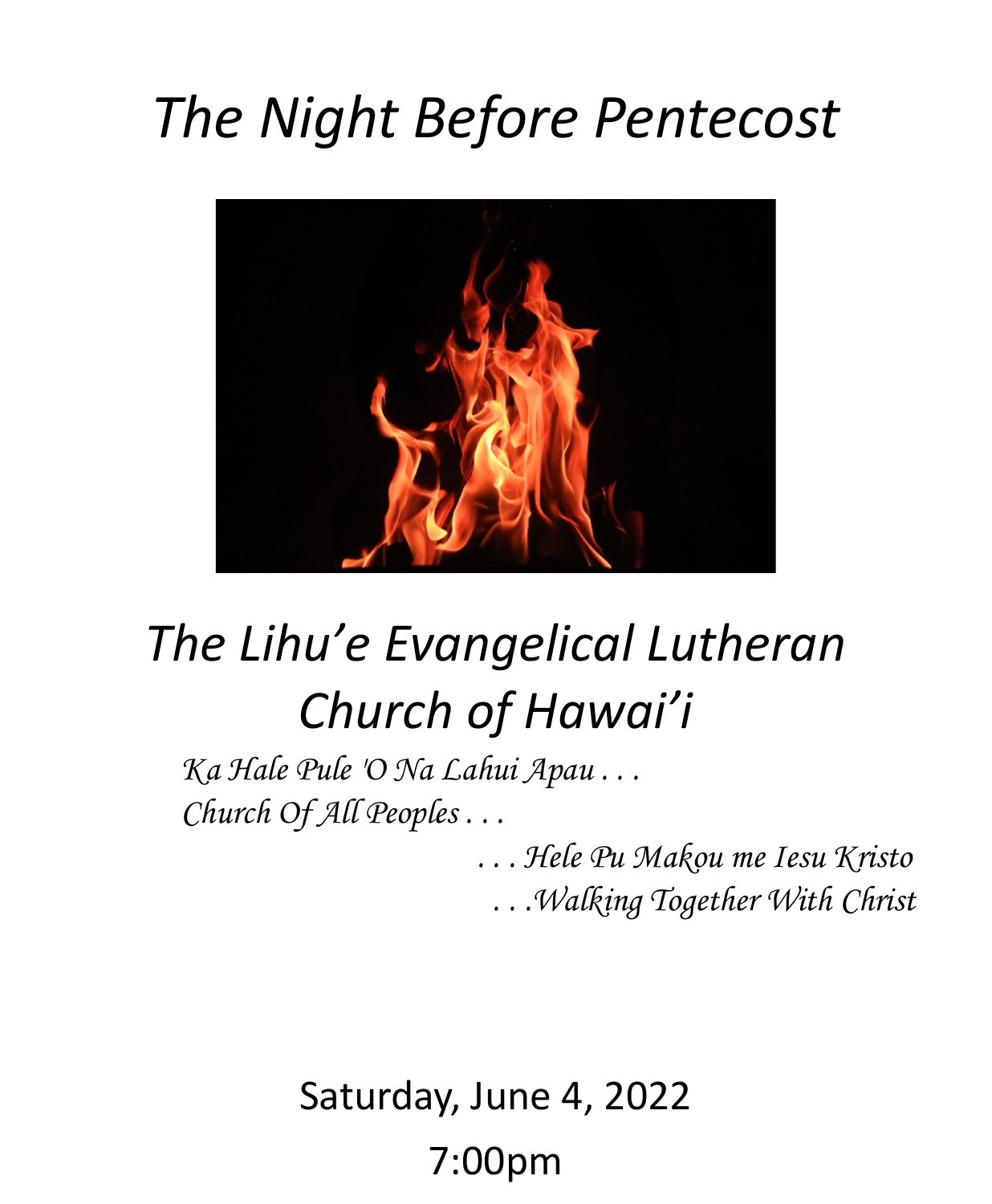# *The Night Before Pentecost*

## *The Lihu'e Evangelical Lutheran Church of Hawai'i*

*Ka Hale Pule 'O Na Lahui Apau . . .*
*Church Of All Peoples . . .*

*. . . Hele Pu Makou me Iesu Kristo*
*. . .Walking Together With Christ*

Saturday, June 4, 2022

7:00pm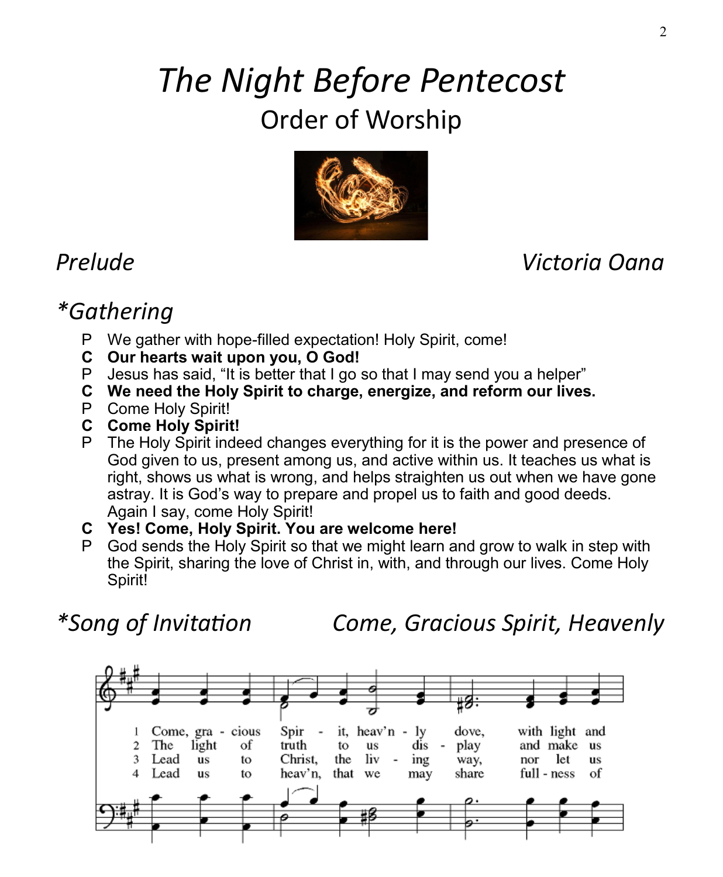# *The Night Before Pentecost*

## Order of Worship

*Prelude* *Victoria Oana*

## *\*Gathering*

P We gather with hope-filled expectation! Holy Spirit, come!

**C Our hearts wait upon you, O God!**

P Jesus has said, “It is better that I go so that I may send you a helper”

**C We need the Holy Spirit to charge, energize, and reform our lives.**

P Come Holy Spirit!

**C Come Holy Spirit!**

P The Holy Spirit indeed changes everything for it is the power and presence of God given to us, present among us, and active within us. It teaches us what is right, shows us what is wrong, and helps straighten us out when we have gone astray. It is God’s way to prepare and propel us to faith and good deeds. Again I say, come Holy Spirit!

**C Yes! Come, Holy Spirit. You are welcome here!**

P God sends the Holy Spirit so that we might learn and grow to walk in step with the Spirit, sharing the love of Christ in, with, and through our lives. Come Holy Spirit!

## *\*Song of Invitation* *Come, Gracious Spirit, Heavenly*

1 Come, gra - cious Spir - it, heav’n - ly dove, with light and

2 The light of truth to us dis - play and make us

3 Lead us to Christ, the liv - ing way, nor let us

4 Lead us to heav’n, that we may share full - ness of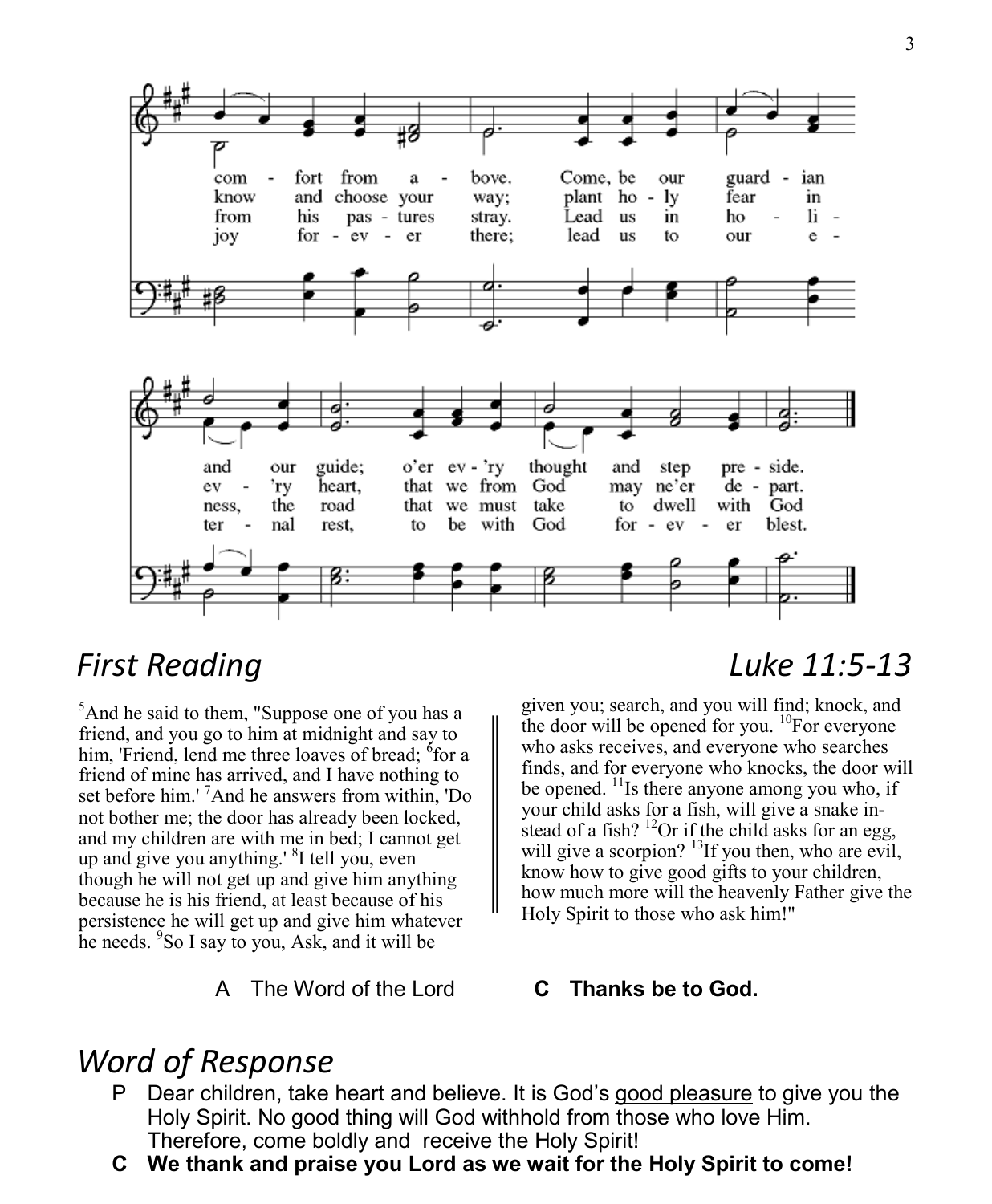com - fort from a - bove. Come, be our guard - ian
know and choose your way; plant ho - ly fear in
from his pas - tures stray. Lead us in ho - li -
joy for - ev - er there; lead us to our e -

and our guide; o'er ev - 'ry thought and step pre - side.
ev - 'ry heart, that we from God may ne'er de - part.
ness, the road that we must take to dwell with God
ter - nal rest, to be with God for - ev - er blest.

## *First Reading* — *Luke 11:5-13*

[5]And he said to them, "Suppose one of you has a friend, and you go to him at midnight and say to him, 'Friend, lend me three loaves of bread; [6]for a friend of mine has arrived, and I have nothing to set before him.' [7]And he answers from within, 'Do not bother me; the door has already been locked, and my children are with me in bed; I cannot get up and give you anything.' [8]I tell you, even though he will not get up and give him anything because he is his friend, at least because of his persistence he will get up and give him whatever he needs. [9]So I say to you, Ask, and it will be given you; search, and you will find; knock, and the door will be opened for you. [10]For everyone who asks receives, and everyone who searches finds, and for everyone who knocks, the door will be opened. [11]Is there anyone among you who, if your child asks for a fish, will give a snake instead of a fish? [12]Or if the child asks for an egg, will give a scorpion? [13]If you then, who are evil, know how to give good gifts to your children, how much more will the heavenly Father give the Holy Spirit to those who ask him!"

A The Word of the Lord **C Thanks be to God.**

## *Word of Response*

P Dear children, take heart and believe. It is God's good pleasure to give you the Holy Spirit. No good thing will God withhold from those who love Him. Therefore, come boldly and receive the Holy Spirit!

**C We thank and praise you Lord as we wait for the Holy Spirit to come!**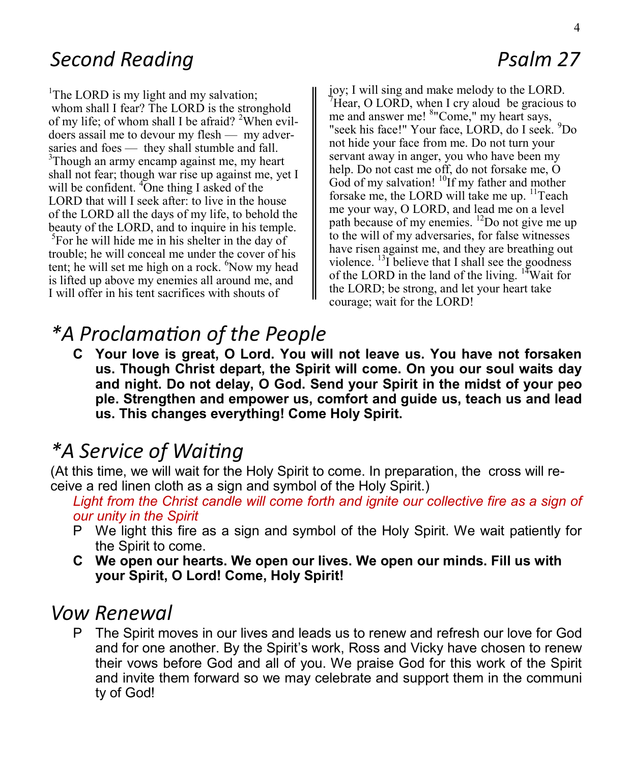## Second Reading

**Psalm 27**

[1]The LORD is my light and my salvation; whom shall I fear? The LORD is the stronghold of my life; of whom shall I be afraid? [2]When evildoers assail me to devour my flesh — my adversaries and foes — they shall stumble and fall. [3]Though an army encamp against me, my heart shall not fear; though war rise up against me, yet I will be confident. [4]One thing I asked of the LORD that will I seek after: to live in the house of the LORD all the days of my life, to behold the beauty of the LORD, and to inquire in his temple. [5]For he will hide me in his shelter in the day of trouble; he will conceal me under the cover of his tent; he will set me high on a rock. [6]Now my head is lifted up above my enemies all around me, and I will offer in his tent sacrifices with shouts of joy; I will sing and make melody to the LORD. [7]Hear, O LORD, when I cry aloud be gracious to me and answer me! [8]"Come," my heart says, "seek his face!" Your face, LORD, do I seek. [9]Do not hide your face from me. Do not turn your servant away in anger, you who have been my help. Do not cast me off, do not forsake me, O God of my salvation! [10]If my father and mother forsake me, the LORD will take me up. [11]Teach me your way, O LORD, and lead me on a level path because of my enemies. [12]Do not give me up to the will of my adversaries, for false witnesses have risen against me, and they are breathing out violence. [13]I believe that I shall see the goodness of the LORD in the land of the living. [14]Wait for the LORD; be strong, and let your heart take courage; wait for the LORD!

## *A Proclamation of the People

**C Your love is great, O Lord. You will not leave us. You have not forsaken us. Though Christ depart, the Spirit will come. On you our soul waits day and night. Do not delay, O God. Send your Spirit in the midst of your people. Strengthen and empower us, comfort and guide us, teach us and lead us. This changes everything! Come Holy Spirit.**

## *A Service of Waiting

(At this time, we will wait for the Holy Spirit to come. In preparation, the cross will receive a red linen cloth as a sign and symbol of the Holy Spirit.)

*Light from the Christ candle will come forth and ignite our collective fire as a sign of our unity in the Spirit*

P We light this fire as a sign and symbol of the Holy Spirit. We wait patiently for the Spirit to come.

**C We open our hearts. We open our lives. We open our minds. Fill us with your Spirit, O Lord! Come, Holy Spirit!**

## Vow Renewal

P The Spirit moves in our lives and leads us to renew and refresh our love for God and for one another. By the Spirit's work, Ross and Vicky have chosen to renew their vows before God and all of you. We praise God for this work of the Spirit and invite them forward so we may celebrate and support them in the community of God!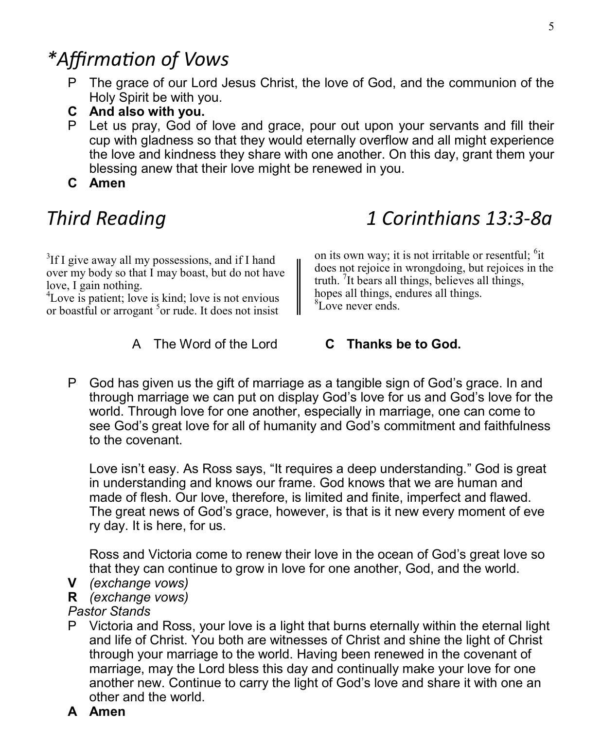# *Affirmation of Vows

P The grace of our Lord Jesus Christ, the love of God, and the communion of the Holy Spirit be with you.

**C And also with you.**

P Let us pray, God of love and grace, pour out upon your servants and fill their cup with gladness so that they would eternally overflow and all might experience the love and kindness they share with one another. On this day, grant them your blessing anew that their love might be renewed in you.

**C Amen**

# Third Reading — 1 Corinthians 13:3-8a

[3]If I give away all my possessions, and if I hand over my body so that I may boast, but do not have love, I gain nothing.
[4]Love is patient; love is kind; love is not envious or boastful or arrogant [5]or rude. It does not insist on its own way; it is not irritable or resentful; [6]it does not rejoice in wrongdoing, but rejoices in the truth. [7]It bears all things, believes all things, hopes all things, endures all things.
[8]Love never ends.

A The Word of the Lord **C Thanks be to God.**

P God has given us the gift of marriage as a tangible sign of God's grace. In and through marriage we can put on display God's love for us and God's love for the world. Through love for one another, especially in marriage, one can come to see God's great love for all of humanity and God's commitment and faithfulness to the covenant.

Love isn't easy. As Ross says, "It requires a deep understanding." God is great in understanding and knows our frame. God knows that we are human and made of flesh. Our love, therefore, is limited and finite, imperfect and flawed. The great news of God's grace, however, is that is it new every moment of eve ry day. It is here, for us.

Ross and Victoria come to renew their love in the ocean of God's great love so that they can continue to grow in love for one another, God, and the world.

**V** *(exchange vows)*

**R** *(exchange vows)*

*Pastor Stands*

P Victoria and Ross, your love is a light that burns eternally within the eternal light and life of Christ. You both are witnesses of Christ and shine the light of Christ through your marriage to the world. Having been renewed in the covenant of marriage, may the Lord bless this day and continually make your love for one another new. Continue to carry the light of God's love and share it with one an other and the world.

**A Amen**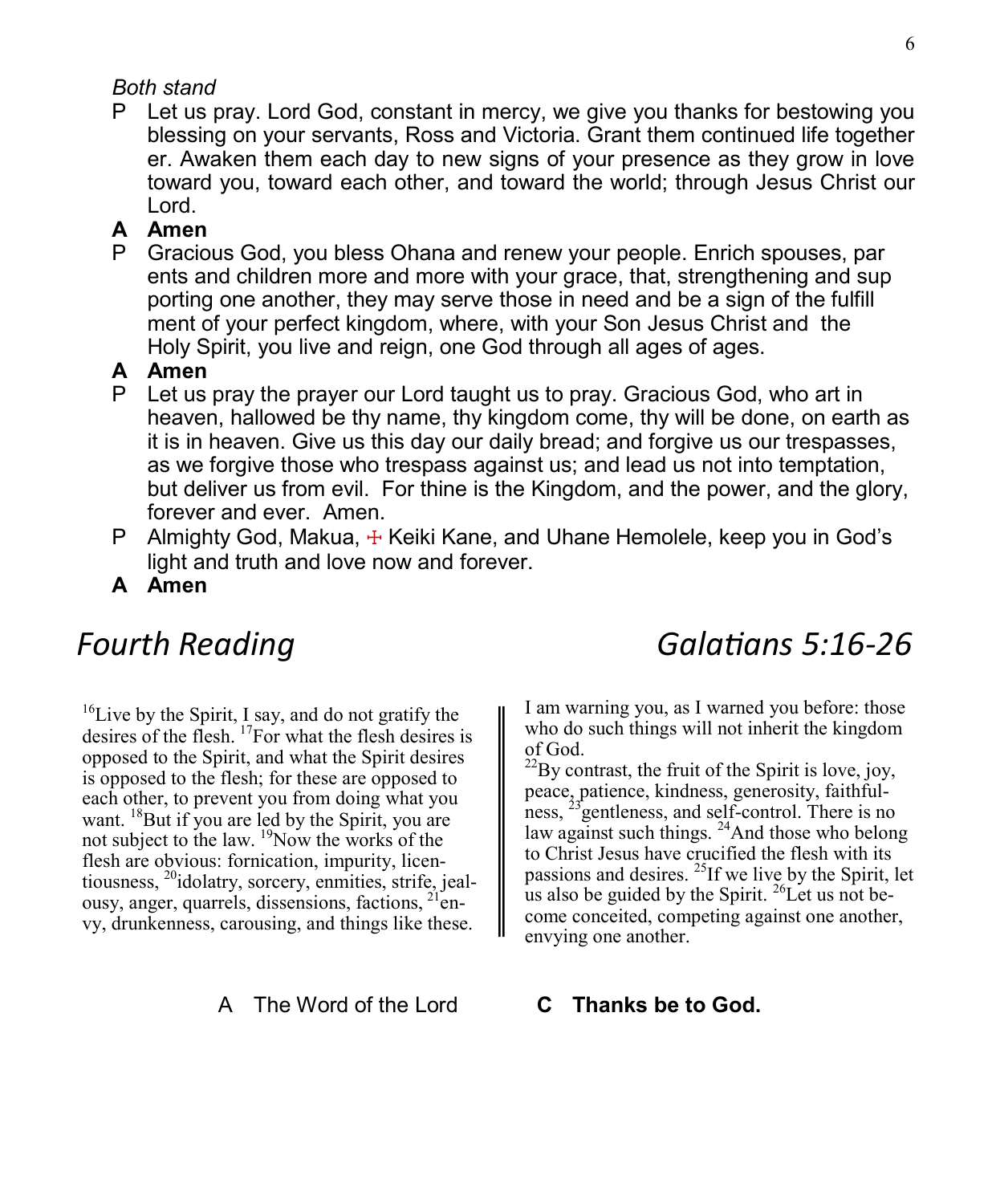*Both stand*

P Let us pray. Lord God, constant in mercy, we give you thanks for bestowing you blessing on your servants, Ross and Victoria. Grant them continued life together er. Awaken them each day to new signs of your presence as they grow in love toward you, toward each other, and toward the world; through Jesus Christ our Lord.

**A Amen**

P Gracious God, you bless Ohana and renew your people. Enrich spouses, par ents and children more and more with your grace, that, strengthening and sup porting one another, they may serve those in need and be a sign of the fulfill ment of your perfect kingdom, where, with your Son Jesus Christ and the Holy Spirit, you live and reign, one God through all ages of ages.

**A Amen**

P Let us pray the prayer our Lord taught us to pray. Gracious God, who art in heaven, hallowed be thy name, thy kingdom come, thy will be done, on earth as it is in heaven. Give us this day our daily bread; and forgive us our trespasses, as we forgive those who trespass against us; and lead us not into temptation, but deliver us from evil. For thine is the Kingdom, and the power, and the glory, forever and ever. Amen.

P Almighty God, Makua, ☩ Keiki Kane, and Uhane Hemolele, keep you in God's light and truth and love now and forever.

**A Amen**

## *Fourth Reading* — *Galatians 5:16-26*

[16]Live by the Spirit, I say, and do not gratify the desires of the flesh. [17]For what the flesh desires is opposed to the Spirit, and what the Spirit desires is opposed to the flesh; for these are opposed to each other, to prevent you from doing what you want. [18]But if you are led by the Spirit, you are not subject to the law. [19]Now the works of the flesh are obvious: fornication, impurity, licentiousness, [20]idolatry, sorcery, enmities, strife, jealousy, anger, quarrels, dissensions, factions, [21]envy, drunkenness, carousing, and things like these. I am warning you, as I warned you before: those who do such things will not inherit the kingdom of God.

[22]By contrast, the fruit of the Spirit is love, joy, peace, patience, kindness, generosity, faithfulness, [23]gentleness, and self-control. There is no law against such things. [24]And those who belong to Christ Jesus have crucified the flesh with its passions and desires. [25]If we live by the Spirit, let us also be guided by the Spirit. [26]Let us not become conceited, competing against one another, envying one another.

A The Word of the Lord **C Thanks be to God.**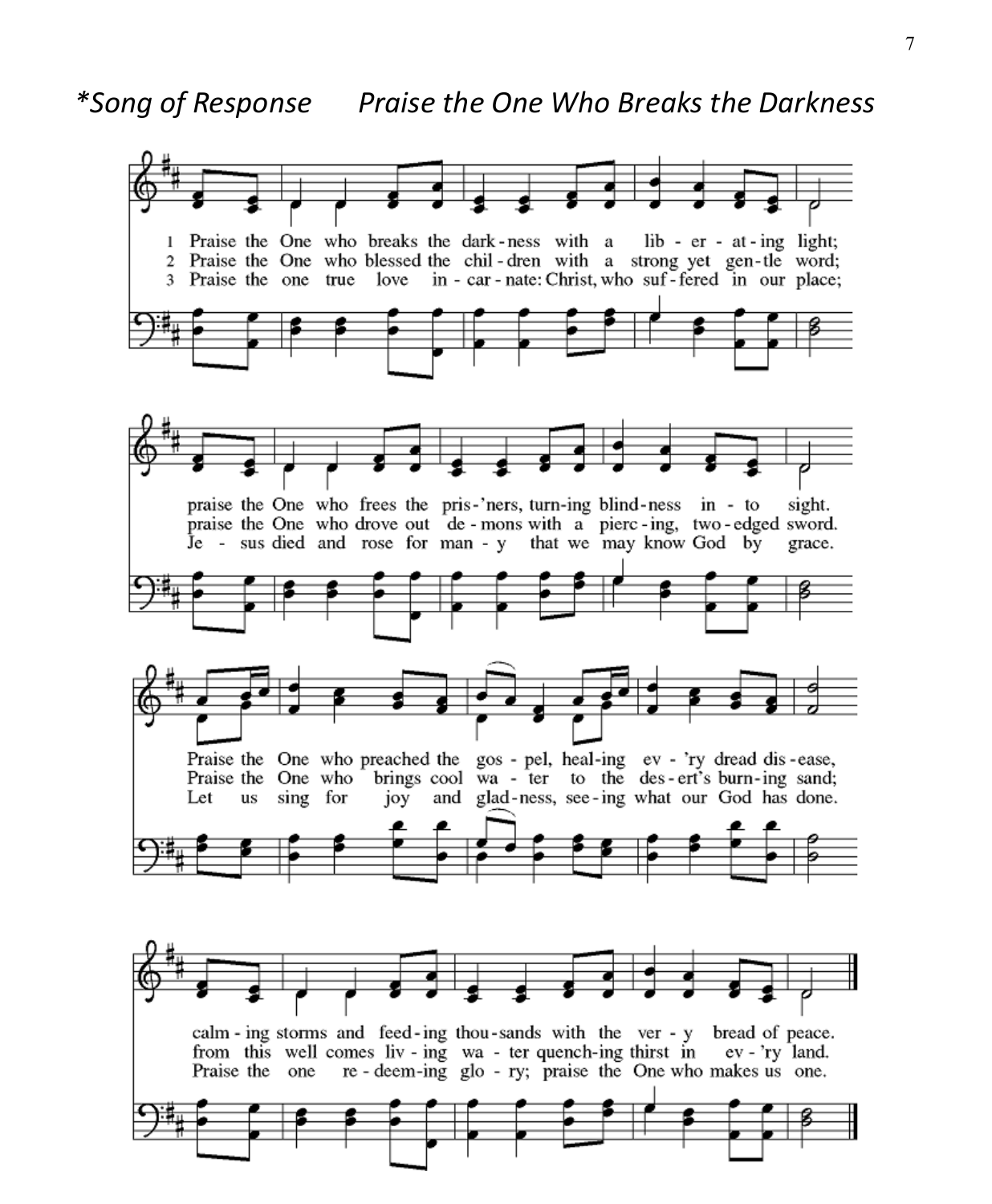*\*Song of Response      Praise the One Who Breaks the Darkness*

1 Praise the One who breaks the dark - ness with a lib - er - at - ing light;
2 Praise the One who blessed the chil - dren with a strong yet gen - tle word;
3 Praise the one true love in - car - nate: Christ, who suf - fered in our place;

praise the One who frees the pris - 'ners, turn - ing blind - ness in - to sight.
praise the One who drove out de - mons with a pierc - ing, two - edged sword.
Je - sus died and rose for man - y that we may know God by grace.

Praise the One who preached the gos - pel, heal - ing ev - 'ry dread dis - ease,
Praise the One who brings cool wa - ter to the des - ert's burn - ing sand;
Let us sing for joy and glad - ness, see - ing what our God has done.

calm - ing storms and feed - ing thou - sands with the ver - y bread of peace.
from this well comes liv - ing wa - ter quench - ing thirst in ev - 'ry land.
Praise the one re - deem - ing glo - ry; praise the One who makes us one.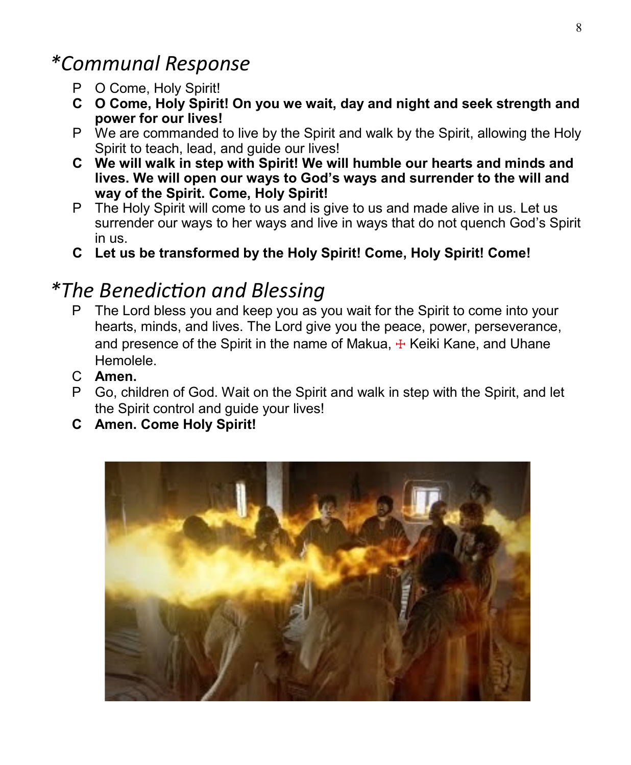## *Communal Response

P O Come, Holy Spirit!

**C O Come, Holy Spirit! On you we wait, day and night and seek strength and power for our lives!**

P We are commanded to live by the Spirit and walk by the Spirit, allowing the Holy Spirit to teach, lead, and guide our lives!

**C We will walk in step with Spirit! We will humble our hearts and minds and lives. We will open our ways to God's ways and surrender to the will and way of the Spirit. Come, Holy Spirit!**

P The Holy Spirit will come to us and is give to us and made alive in us. Let us surrender our ways to her ways and live in ways that do not quench God's Spirit in us.

**C Let us be transformed by the Holy Spirit! Come, Holy Spirit! Come!**

## *The Benediction and Blessing

P The Lord bless you and keep you as you wait for the Spirit to come into your hearts, minds, and lives. The Lord give you the peace, power, perseverance, and presence of the Spirit in the name of Makua, ☩ Keiki Kane, and Uhane Hemolele.

C **Amen.**

P Go, children of God. Wait on the Spirit and walk in step with the Spirit, and let the Spirit control and guide your lives!

**C Amen. Come Holy Spirit!**